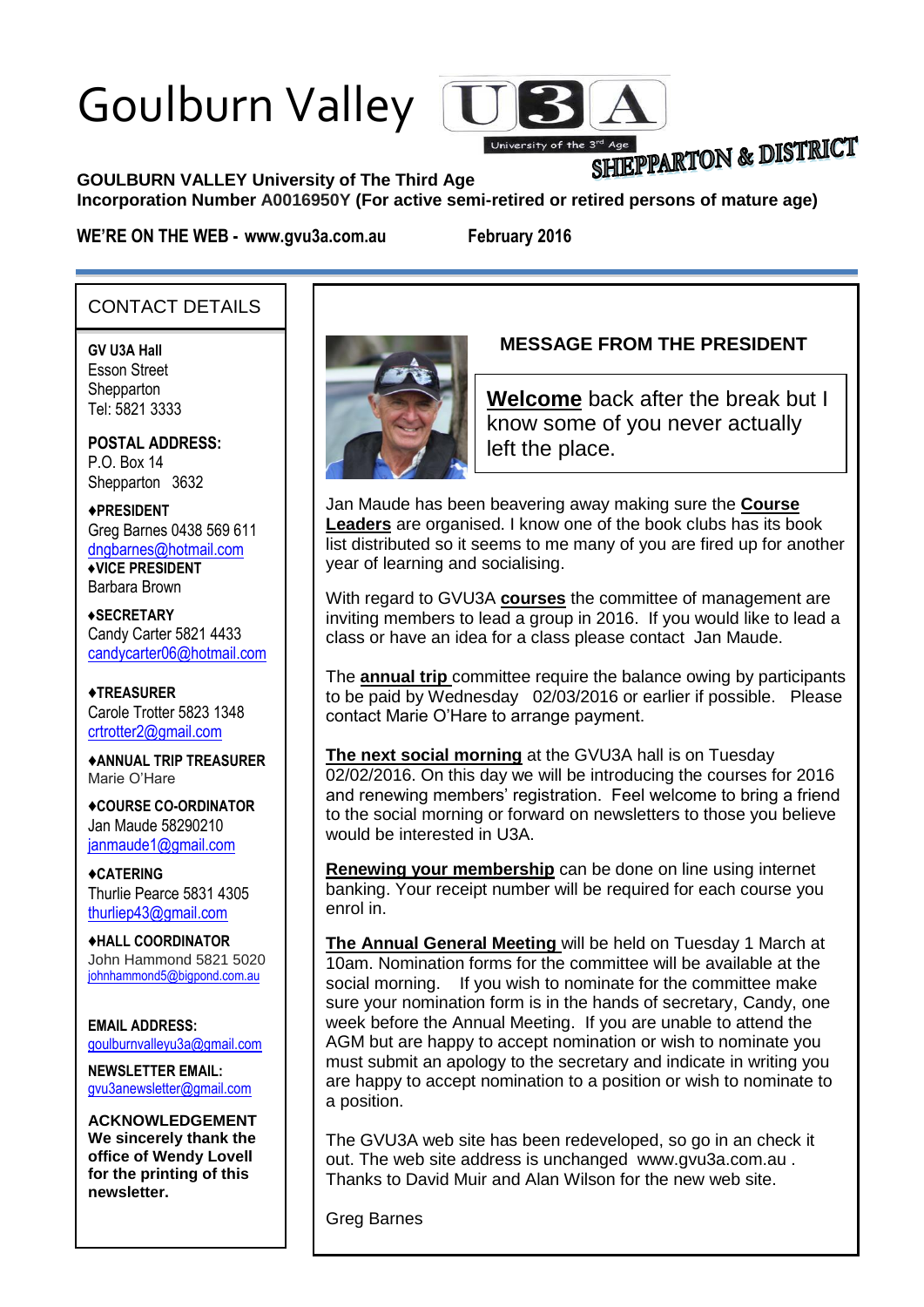# Goulburn Valley U3A

University of the 3rd Age

SHEPPARTON & DISTRICT

**GOULBURN VALLEY University of The Third Age**
**Incorporation Number A0016950Y (For active semi-retired or retired persons of mature age)**

**WE'RE ON THE WEB - www.gvu3a.com.au** **February 2016**

## CONTACT DETAILS

**GV U3A Hall**
Esson Street
Shepparton
Tel: 5821 3333

**POSTAL ADDRESS:**
P.O. Box 14
Shepparton 3632

**♦PRESIDENT**
Greg Barnes 0438 569 611
dngbarnes@hotmail.com

**♦VICE PRESIDENT**
Barbara Brown

**♦SECRETARY**
Candy Carter 5821 4433
candycarter06@hotmail.com

**♦TREASURER**
Carole Trotter 5823 1348
crtrotter2@gmail.com

**♦ANNUAL TRIP TREASURER**
Marie O'Hare

**♦COURSE CO-ORDINATOR**
Jan Maude 58290210
janmaude1@gmail.com

**♦CATERING**
Thurlie Pearce 5831 4305
thurliep43@gmail.com

**♦HALL COORDINATOR**
John Hammond 5821 5020
johnhammond5@bigpond.com.au

**EMAIL ADDRESS:**
goulburnvalleyu3a@gmail.com

**NEWSLETTER EMAIL:**
gvu3anewsletter@gmail.com

**ACKNOWLEDGEMENT**
**We sincerely thank the office of Wendy Lovell for the printing of this newsletter.**

## MESSAGE FROM THE PRESIDENT

**Welcome** back after the break but I know some of you never actually left the place.

Jan Maude has been beavering away making sure the **Course Leaders** are organised. I know one of the book clubs has its book list distributed so it seems to me many of you are fired up for another year of learning and socialising.

With regard to GVU3A **courses** the committee of management are inviting members to lead a group in 2016. If you would like to lead a class or have an idea for a class please contact Jan Maude.

The **annual trip** committee require the balance owing by participants to be paid by Wednesday 02/03/2016 or earlier if possible. Please contact Marie O'Hare to arrange payment.

**The next social morning** at the GVU3A hall is on Tuesday 02/02/2016. On this day we will be introducing the courses for 2016 and renewing members' registration. Feel welcome to bring a friend to the social morning or forward on newsletters to those you believe would be interested in U3A.

**Renewing your membership** can be done on line using internet banking. Your receipt number will be required for each course you enrol in.

**The Annual General Meeting** will be held on Tuesday 1 March at 10am. Nomination forms for the committee will be available at the social morning. If you wish to nominate for the committee make sure your nomination form is in the hands of secretary, Candy, one week before the Annual Meeting. If you are unable to attend the AGM but are happy to accept nomination or wish to nominate you must submit an apology to the secretary and indicate in writing you are happy to accept nomination to a position or wish to nominate to a position.

The GVU3A web site has been redeveloped, so go in an check it out. The web site address is unchanged www.gvu3a.com.au . Thanks to David Muir and Alan Wilson for the new web site.

Greg Barnes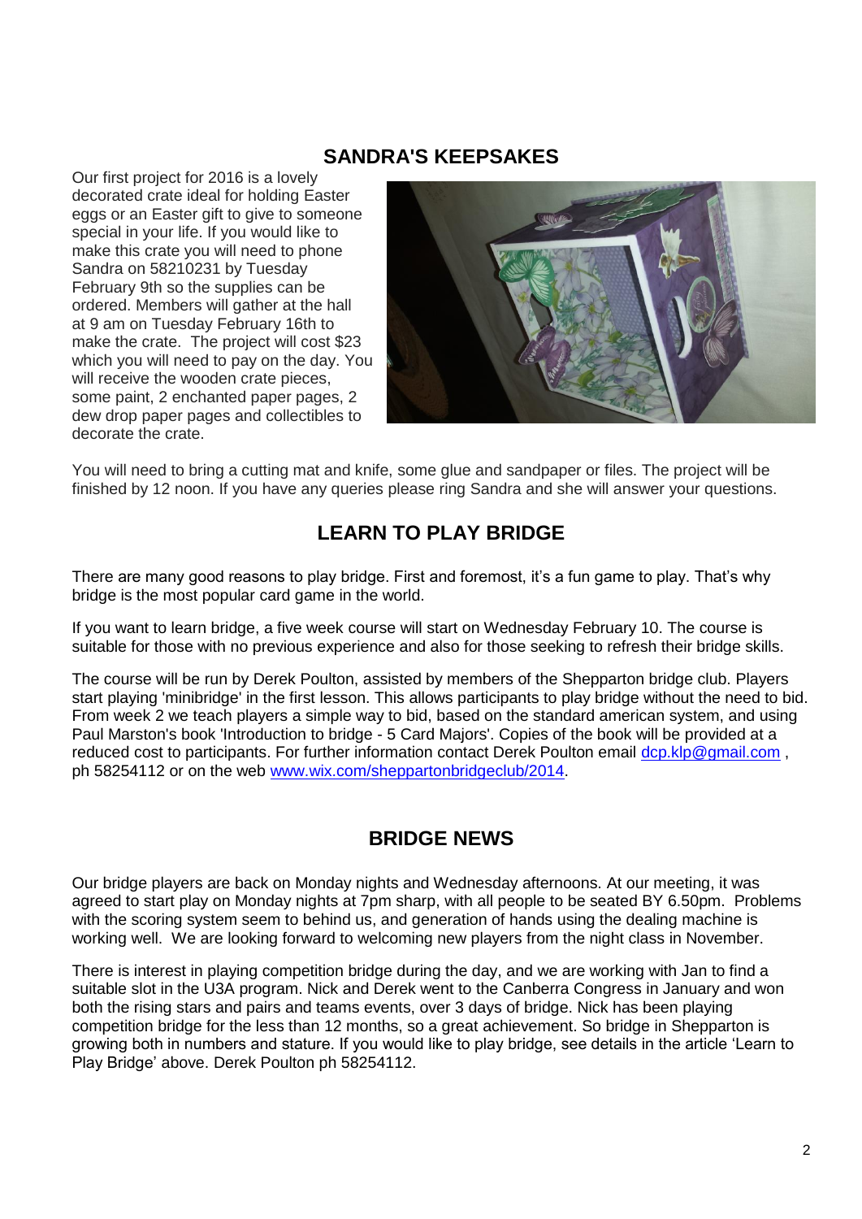## SANDRA'S KEEPSAKES

Our first project for 2016 is a lovely decorated crate ideal for holding Easter eggs or an Easter gift to give to someone special in your life. If you would like to make this crate you will need to phone Sandra on 58210231 by Tuesday February 9th so the supplies can be ordered. Members will gather at the hall at 9 am on Tuesday February 16th to make the crate. The project will cost $23 which you will need to pay on the day. You will receive the wooden crate pieces, some paint, 2 enchanted paper pages, 2 dew drop paper pages and collectibles to decorate the crate.

You will need to bring a cutting mat and knife, some glue and sandpaper or files. The project will be finished by 12 noon. If you have any queries please ring Sandra and she will answer your questions.

## LEARN TO PLAY BRIDGE

There are many good reasons to play bridge. First and foremost, it's a fun game to play. That's why bridge is the most popular card game in the world.

If you want to learn bridge, a five week course will start on Wednesday February 10. The course is suitable for those with no previous experience and also for those seeking to refresh their bridge skills.

The course will be run by Derek Poulton, assisted by members of the Shepparton bridge club. Players start playing 'minibridge' in the first lesson. This allows participants to play bridge without the need to bid. From week 2 we teach players a simple way to bid, based on the standard american system, and using Paul Marston's book 'Introduction to bridge - 5 Card Majors'. Copies of the book will be provided at a reduced cost to participants. For further information contact Derek Poulton email dcp.klp@gmail.com , ph 58254112 or on the web www.wix.com/sheppartonbridgeclub/2014.

## BRIDGE NEWS

Our bridge players are back on Monday nights and Wednesday afternoons. At our meeting, it was agreed to start play on Monday nights at 7pm sharp, with all people to be seated BY 6.50pm. Problems with the scoring system seem to behind us, and generation of hands using the dealing machine is working well. We are looking forward to welcoming new players from the night class in November.

There is interest in playing competition bridge during the day, and we are working with Jan to find a suitable slot in the U3A program. Nick and Derek went to the Canberra Congress in January and won both the rising stars and pairs and teams events, over 3 days of bridge. Nick has been playing competition bridge for the less than 12 months, so a great achievement. So bridge in Shepparton is growing both in numbers and stature. If you would like to play bridge, see details in the article 'Learn to Play Bridge' above. Derek Poulton ph 58254112.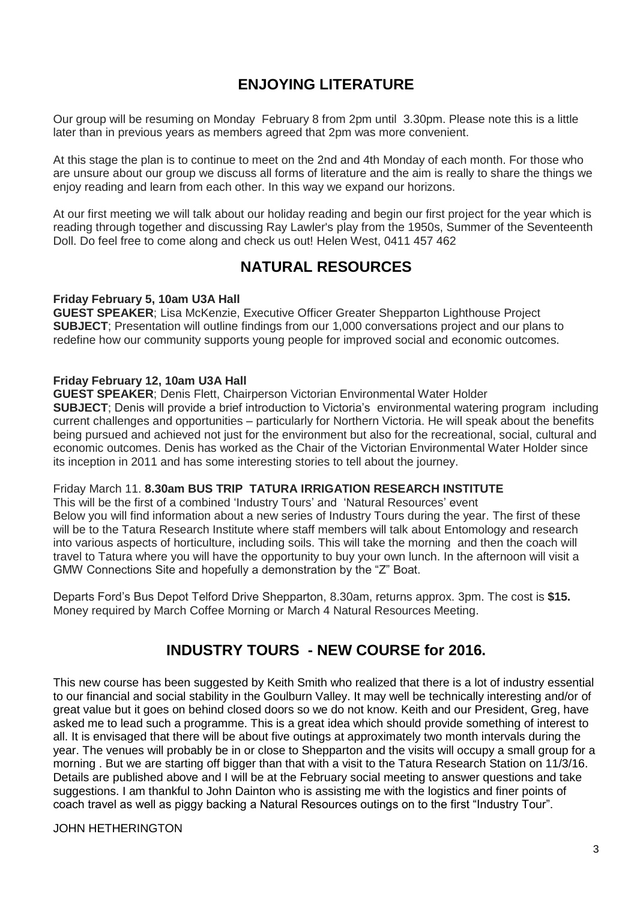## ENJOYING LITERATURE

Our group will be resuming on Monday February 8 from 2pm until 3.30pm. Please note this is a little later than in previous years as members agreed that 2pm was more convenient.

At this stage the plan is to continue to meet on the 2nd and 4th Monday of each month. For those who are unsure about our group we discuss all forms of literature and the aim is really to share the things we enjoy reading and learn from each other. In this way we expand our horizons.

At our first meeting we will talk about our holiday reading and begin our first project for the year which is reading through together and discussing Ray Lawler's play from the 1950s, Summer of the Seventeenth Doll. Do feel free to come along and check us out! Helen West, 0411 457 462

## NATURAL RESOURCES

**Friday February 5, 10am U3A Hall**
**GUEST SPEAKER**; Lisa McKenzie, Executive Officer Greater Shepparton Lighthouse Project
**SUBJECT**; Presentation will outline findings from our 1,000 conversations project and our plans to redefine how our community supports young people for improved social and economic outcomes.

**Friday February 12, 10am U3A Hall**
**GUEST SPEAKER**; Denis Flett, Chairperson Victorian Environmental Water Holder
**SUBJECT**; Denis will provide a brief introduction to Victoria's environmental watering program including current challenges and opportunities – particularly for Northern Victoria. He will speak about the benefits being pursued and achieved not just for the environment but also for the recreational, social, cultural and economic outcomes. Denis has worked as the Chair of the Victorian Environmental Water Holder since its inception in 2011 and has some interesting stories to tell about the journey.

Friday March 11. **8.30am BUS TRIP TATURA IRRIGATION RESEARCH INSTITUTE**
This will be the first of a combined 'Industry Tours' and 'Natural Resources' event
Below you will find information about a new series of Industry Tours during the year. The first of these will be to the Tatura Research Institute where staff members will talk about Entomology and research into various aspects of horticulture, including soils. This will take the morning and then the coach will travel to Tatura where you will have the opportunity to buy your own lunch. In the afternoon will visit a GMW Connections Site and hopefully a demonstration by the "Z" Boat.

Departs Ford's Bus Depot Telford Drive Shepparton, 8.30am, returns approx. 3pm. The cost is **$15.** Money required by March Coffee Morning or March 4 Natural Resources Meeting.

## INDUSTRY TOURS - NEW COURSE for 2016.

This new course has been suggested by Keith Smith who realized that there is a lot of industry essential to our financial and social stability in the Goulburn Valley. It may well be technically interesting and/or of great value but it goes on behind closed doors so we do not know. Keith and our President, Greg, have asked me to lead such a programme. This is a great idea which should provide something of interest to all. It is envisaged that there will be about five outings at approximately two month intervals during the year. The venues will probably be in or close to Shepparton and the visits will occupy a small group for a morning . But we are starting off bigger than that with a visit to the Tatura Research Station on 11/3/16. Details are published above and I will be at the February social meeting to answer questions and take suggestions. I am thankful to John Dainton who is assisting me with the logistics and finer points of coach travel as well as piggy backing a Natural Resources outings on to the first "Industry Tour".

JOHN HETHERINGTON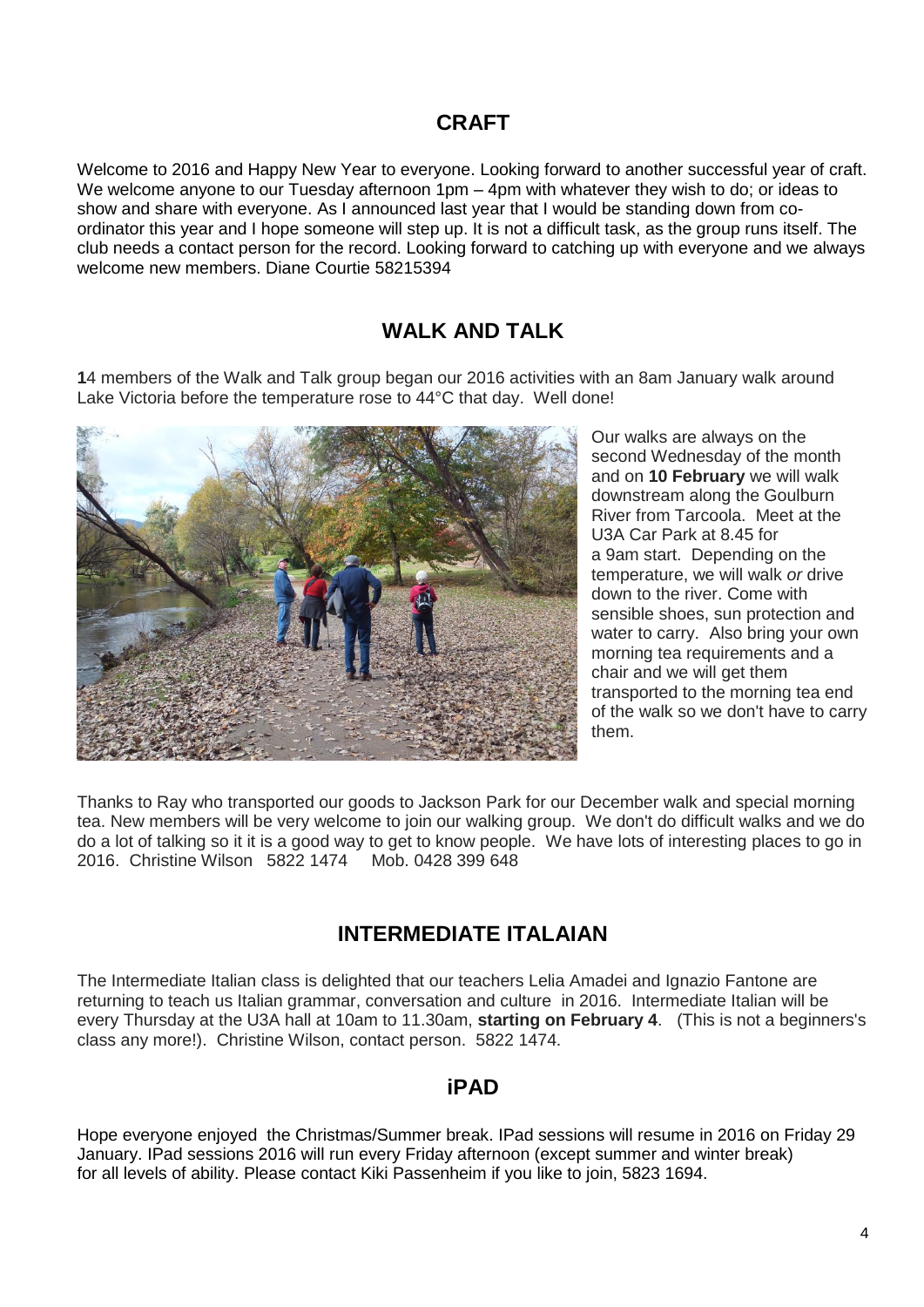## CRAFT

Welcome to 2016 and Happy New Year to everyone. Looking forward to another successful year of craft. We welcome anyone to our Tuesday afternoon 1pm – 4pm with whatever they wish to do; or ideas to show and share with everyone. As I announced last year that I would be standing down from co-ordinator this year and I hope someone will step up. It is not a difficult task, as the group runs itself. The club needs a contact person for the record. Looking forward to catching up with everyone and we always welcome new members. Diane Courtie 58215394

## WALK AND TALK

**1**4 members of the Walk and Talk group began our 2016 activities with an 8am January walk around Lake Victoria before the temperature rose to 44°C that day. Well done!

Our walks are always on the second Wednesday of the month and on **10 February** we will walk downstream along the Goulburn River from Tarcoola. Meet at the U3A Car Park at 8.45 for a 9am start. Depending on the temperature, we will walk *or* drive down to the river. Come with sensible shoes, sun protection and water to carry. Also bring your own morning tea requirements and a chair and we will get them transported to the morning tea end of the walk so we don't have to carry them.

Thanks to Ray who transported our goods to Jackson Park for our December walk and special morning tea. New members will be very welcome to join our walking group. We don't do difficult walks and we do do a lot of talking so it it is a good way to get to know people. We have lots of interesting places to go in 2016. Christine Wilson 5822 1474 Mob. 0428 399 648

## INTERMEDIATE ITALAIAN

The Intermediate Italian class is delighted that our teachers Lelia Amadei and Ignazio Fantone are returning to teach us Italian grammar, conversation and culture in 2016. Intermediate Italian will be every Thursday at the U3A hall at 10am to 11.30am, **starting on February 4**. (This is not a beginners's class any more!). Christine Wilson, contact person. 5822 1474.

## iPAD

Hope everyone enjoyed the Christmas/Summer break. IPad sessions will resume in 2016 on Friday 29 January. IPad sessions 2016 will run every Friday afternoon (except summer and winter break) for all levels of ability. Please contact Kiki Passenheim if you like to join, 5823 1694.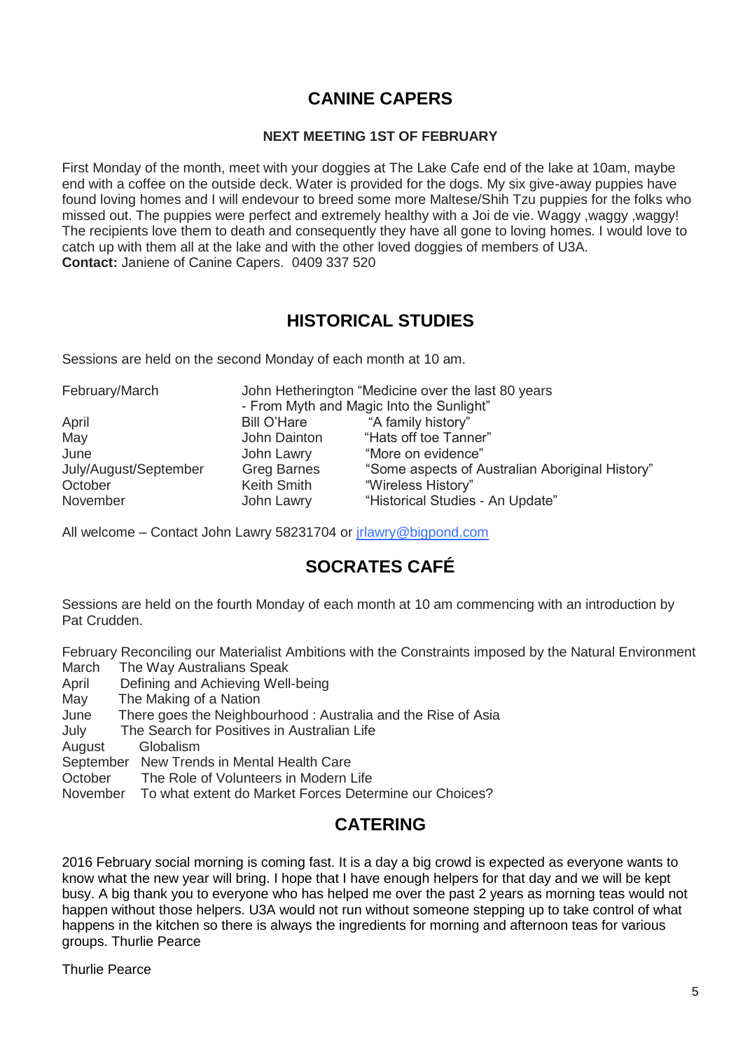## CANINE CAPERS

**NEXT MEETING 1ST OF FEBRUARY**

First Monday of the month, meet with your doggies at The Lake Cafe end of the lake at 10am, maybe end with a coffee on the outside deck. Water is provided for the dogs. My six give-away puppies have found loving homes and I will endevour to breed some more Maltese/Shih Tzu puppies for the folks who missed out. The puppies were perfect and extremely healthy with a Joi de vie. Waggy ,waggy ,waggy! The recipients love them to death and consequently they have all gone to loving homes. I would love to catch up with them all at the lake and with the other loved doggies of members of U3A.
**Contact:** Janiene of Canine Capers. 0409 337 520

## HISTORICAL STUDIES

Sessions are held on the second Monday of each month at 10 am.

| | | |
|---|---|---|
| February/March | John Hetherington "Medicine over the last 80 years - From Myth and Magic Into the Sunlight" | |
| April | Bill O'Hare | "A family history" |
| May | John Dainton | "Hats off toe Tanner" |
| June | John Lawry | "More on evidence" |
| July/August/September | Greg Barnes | "Some aspects of Australian Aboriginal History" |
| October | Keith Smith | "Wireless History" |
| November | John Lawry | "Historical Studies - An Update" |

All welcome – Contact John Lawry 58231704 or jrlawry@bigpond.com

## SOCRATES CAFÉ

Sessions are held on the fourth Monday of each month at 10 am commencing with an introduction by Pat Crudden.

February Reconciling our Materialist Ambitions with the Constraints imposed by the Natural Environment
March The Way Australians Speak
April Defining and Achieving Well-being
May The Making of a Nation
June There goes the Neighbourhood : Australia and the Rise of Asia
July The Search for Positives in Australian Life
August Globalism
September New Trends in Mental Health Care
October The Role of Volunteers in Modern Life
November To what extent do Market Forces Determine our Choices?

## CATERING

2016 February social morning is coming fast. It is a day a big crowd is expected as everyone wants to know what the new year will bring. I hope that I have enough helpers for that day and we will be kept busy. A big thank you to everyone who has helped me over the past 2 years as morning teas would not happen without those helpers. U3A would not run without someone stepping up to take control of what happens in the kitchen so there is always the ingredients for morning and afternoon teas for various groups. Thurlie Pearce

Thurlie Pearce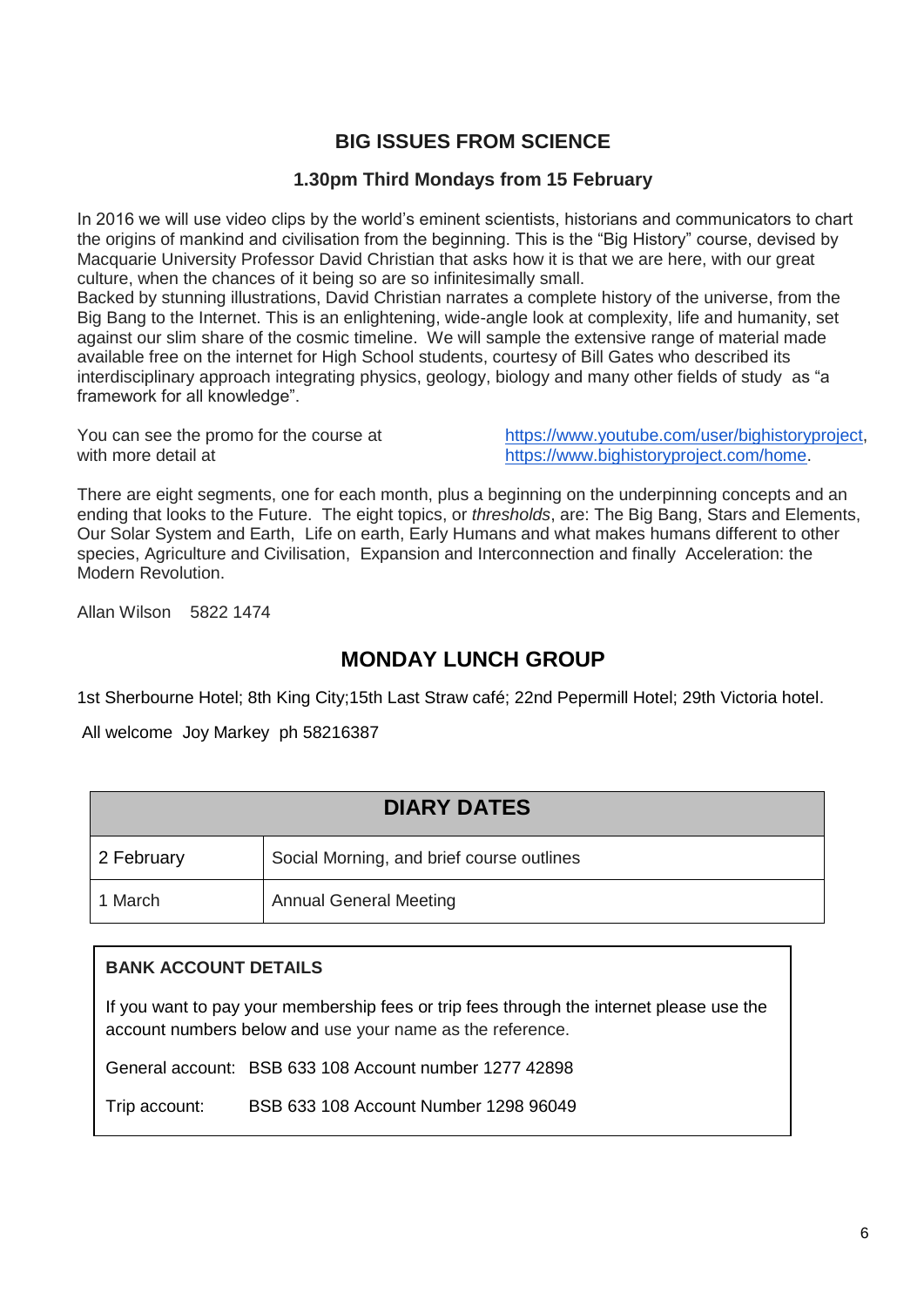## BIG ISSUES FROM SCIENCE

### 1.30pm Third Mondays from 15 February

In 2016 we will use video clips by the world's eminent scientists, historians and communicators to chart the origins of mankind and civilisation from the beginning. This is the "Big History" course, devised by Macquarie University Professor David Christian that asks how it is that we are here, with our great culture, when the chances of it being so are so infinitesimally small.
Backed by stunning illustrations, David Christian narrates a complete history of the universe, from the Big Bang to the Internet. This is an enlightening, wide-angle look at complexity, life and humanity, set against our slim share of the cosmic timeline. We will sample the extensive range of material made available free on the internet for High School students, courtesy of Bill Gates who described its interdisciplinary approach integrating physics, geology, biology and many other fields of study as "a framework for all knowledge".

You can see the promo for the course at https://www.youtube.com/user/bighistoryproject, with more detail at https://www.bighistoryproject.com/home.

There are eight segments, one for each month, plus a beginning on the underpinning concepts and an ending that looks to the Future. The eight topics, or *thresholds*, are: The Big Bang, Stars and Elements, Our Solar System and Earth, Life on earth, Early Humans and what makes humans different to other species, Agriculture and Civilisation, Expansion and Interconnection and finally Acceleration: the Modern Revolution.

Allan Wilson 5822 1474

## MONDAY LUNCH GROUP

1st Sherbourne Hotel; 8th King City;15th Last Straw café; 22nd Pepermill Hotel; 29th Victoria hotel.

All welcome Joy Markey ph 58216387

| DIARY DATES | |
|---|---|
| 2 February | Social Morning, and brief course outlines |
| 1 March | Annual General Meeting |

**BANK ACCOUNT DETAILS**

If you want to pay your membership fees or trip fees through the internet please use the account numbers below and use your name as the reference.

General account: BSB 633 108 Account number 1277 42898

Trip account: BSB 633 108 Account Number 1298 96049